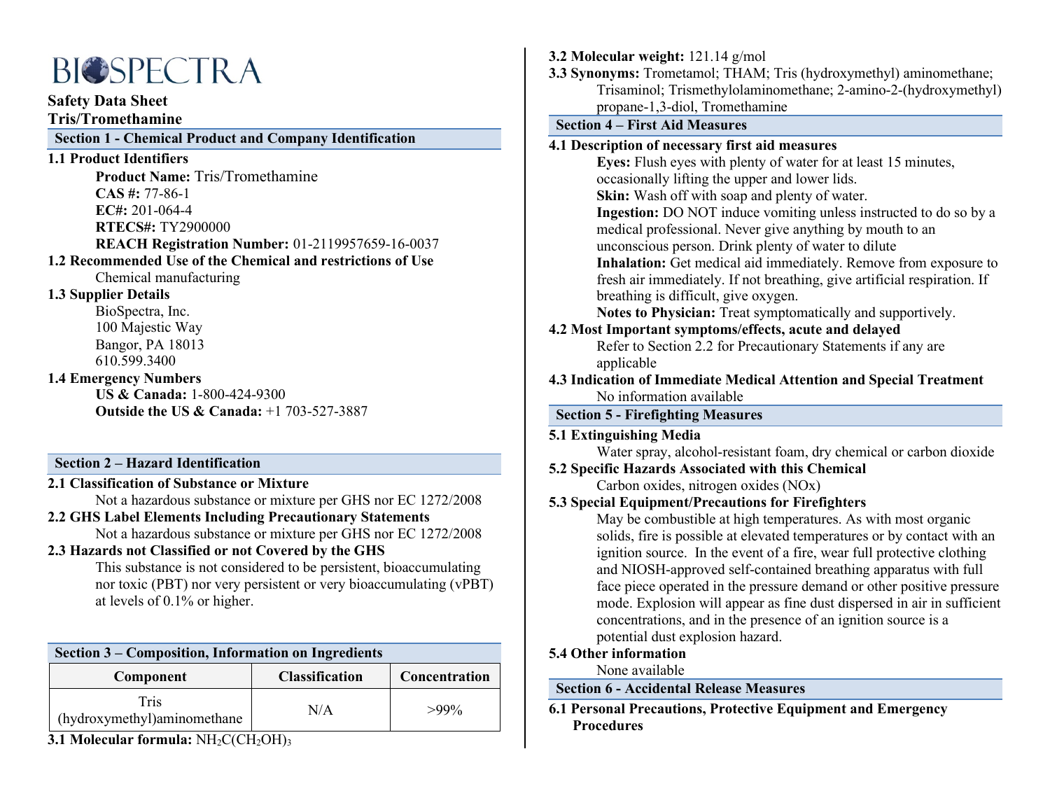BIOSPECTRA

# Safety Data Sheet
# Tris/Tromethamine

## Section 1 - Chemical Product and Company Identification

### 1.1 Product Identifiers

**Product Name:** Tris/Tromethamine
**CAS #:** 77-86-1
**EC#:** 201-064-4
**RTECS#:** TY2900000
**REACH Registration Number:** 01-2119957659-16-0037

### 1.2 Recommended Use of the Chemical and restrictions of Use

Chemical manufacturing

### 1.3 Supplier Details

BioSpectra, Inc.
100 Majestic Way
Bangor, PA 18013
610.599.3400

### 1.4 Emergency Numbers

**US & Canada:** 1-800-424-9300
**Outside the US & Canada:** +1 703-527-3887

## Section 2 – Hazard Identification

### 2.1 Classification of Substance or Mixture

Not a hazardous substance or mixture per GHS nor EC 1272/2008

### 2.2 GHS Label Elements Including Precautionary Statements

Not a hazardous substance or mixture per GHS nor EC 1272/2008

### 2.3 Hazards not Classified or not Covered by the GHS

This substance is not considered to be persistent, bioaccumulating nor toxic (PBT) nor very persistent or very bioaccumulating (vPBT) at levels of 0.1% or higher.

## Section 3 – Composition, Information on Ingredients

| Component | Classification | Concentration |
| --- | --- | --- |
| Tris (hydroxymethyl)aminomethane | N/A | >99% |

**3.1 Molecular formula:** $NH_2C(CH_2OH)_3$

**3.2 Molecular weight:** 121.14 g/mol

**3.3 Synonyms:** Trometamol; THAM; Tris (hydroxymethyl) aminomethane; Trisaminol; Trismethylolaminomethane; 2-amino-2-(hydroxymethyl) propane-1,3-diol, Tromethamine

## Section 4 – First Aid Measures

### 4.1 Description of necessary first aid measures

**Eyes:** Flush eyes with plenty of water for at least 15 minutes, occasionally lifting the upper and lower lids.
**Skin:** Wash off with soap and plenty of water.
**Ingestion:** DO NOT induce vomiting unless instructed to do so by a medical professional. Never give anything by mouth to an unconscious person. Drink plenty of water to dilute
**Inhalation:** Get medical aid immediately. Remove from exposure to fresh air immediately. If not breathing, give artificial respiration. If breathing is difficult, give oxygen.
**Notes to Physician:** Treat symptomatically and supportively.

### 4.2 Most Important symptoms/effects, acute and delayed

Refer to Section 2.2 for Precautionary Statements if any are applicable

### 4.3 Indication of Immediate Medical Attention and Special Treatment

No information available

## Section 5 - Firefighting Measures

### 5.1 Extinguishing Media

Water spray, alcohol-resistant foam, dry chemical or carbon dioxide

### 5.2 Specific Hazards Associated with this Chemical

Carbon oxides, nitrogen oxides (NOx)

### 5.3 Special Equipment/Precautions for Firefighters

May be combustible at high temperatures. As with most organic solids, fire is possible at elevated temperatures or by contact with an ignition source. In the event of a fire, wear full protective clothing and NIOSH-approved self-contained breathing apparatus with full face piece operated in the pressure demand or other positive pressure mode. Explosion will appear as fine dust dispersed in air in sufficient concentrations, and in the presence of an ignition source is a potential dust explosion hazard.

### 5.4 Other information

None available

## Section 6 - Accidental Release Measures

### 6.1 Personal Precautions, Protective Equipment and Emergency Procedures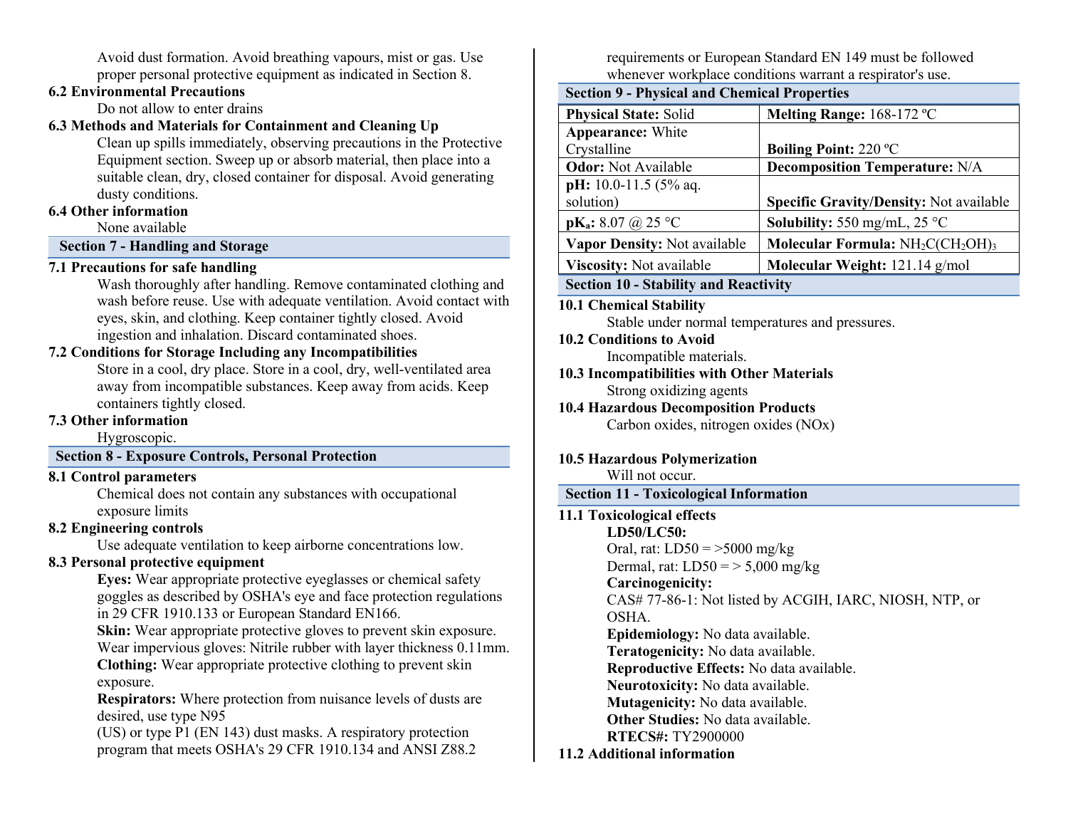Avoid dust formation. Avoid breathing vapours, mist or gas. Use proper personal protective equipment as indicated in Section 8.

### 6.2 Environmental Precautions

Do not allow to enter drains

### 6.3 Methods and Materials for Containment and Cleaning Up

Clean up spills immediately, observing precautions in the Protective Equipment section. Sweep up or absorb material, then place into a suitable clean, dry, closed container for disposal. Avoid generating dusty conditions.

### 6.4 Other information

None available

## Section 7 - Handling and Storage

### 7.1 Precautions for safe handling

Wash thoroughly after handling. Remove contaminated clothing and wash before reuse. Use with adequate ventilation. Avoid contact with eyes, skin, and clothing. Keep container tightly closed. Avoid ingestion and inhalation. Discard contaminated shoes.

### 7.2 Conditions for Storage Including any Incompatibilities

Store in a cool, dry place. Store in a cool, dry, well-ventilated area away from incompatible substances. Keep away from acids. Keep containers tightly closed.

### 7.3 Other information

Hygroscopic.

## Section 8 - Exposure Controls, Personal Protection

### 8.1 Control parameters

Chemical does not contain any substances with occupational exposure limits

### 8.2 Engineering controls

Use adequate ventilation to keep airborne concentrations low.

### 8.3 Personal protective equipment

**Eyes:** Wear appropriate protective eyeglasses or chemical safety goggles as described by OSHA's eye and face protection regulations in 29 CFR 1910.133 or European Standard EN166.

**Skin:** Wear appropriate protective gloves to prevent skin exposure. Wear impervious gloves: Nitrile rubber with layer thickness 0.11mm.

**Clothing:** Wear appropriate protective clothing to prevent skin exposure.

**Respirators:** Where protection from nuisance levels of dusts are desired, use type N95 (US) or type P1 (EN 143) dust masks. A respiratory protection program that meets OSHA's 29 CFR 1910.134 and ANSI Z88.2 requirements or European Standard EN 149 must be followed whenever workplace conditions warrant a respirator's use.

## Section 9 - Physical and Chemical Properties

| | |
|---|---|
| **Physical State:** Solid | **Melting Range:** 168-172 ºC |
| **Appearance:** White Crystalline | **Boiling Point:** 220 ºC |
| **Odor:** Not Available | **Decomposition Temperature:** N/A |
| **pH:** 10.0-11.5 (5% aq. solution) | **Specific Gravity/Density:** Not available |
| **$pK_a$:** 8.07 @ 25 °C | **Solubility:** 550 mg/mL, 25 °C |
| **Vapor Density:** Not available | **Molecular Formula:** $NH_2C(CH_2OH)_3$ |
| **Viscosity:** Not available | **Molecular Weight:** 121.14 g/mol |

## Section 10 - Stability and Reactivity

### 10.1 Chemical Stability

Stable under normal temperatures and pressures.

### 10.2 Conditions to Avoid

Incompatible materials.

### 10.3 Incompatibilities with Other Materials

Strong oxidizing agents

### 10.4 Hazardous Decomposition Products

Carbon oxides, nitrogen oxides (NOx)

### 10.5 Hazardous Polymerization

Will not occur.

## Section 11 - Toxicological Information

### 11.1 Toxicological effects

**LD50/LC50:**
Oral, rat: LD50 = >5000 mg/kg
Dermal, rat: LD50 = > 5,000 mg/kg

**Carcinogenicity:**
CAS# 77-86-1: Not listed by ACGIH, IARC, NIOSH, NTP, or OSHA.

**Epidemiology:** No data available.
**Teratogenicity:** No data available.
**Reproductive Effects:** No data available.
**Neurotoxicity:** No data available.
**Mutagenicity:** No data available.
**Other Studies:** No data available.
**RTECS#:** TY2900000

### 11.2 Additional information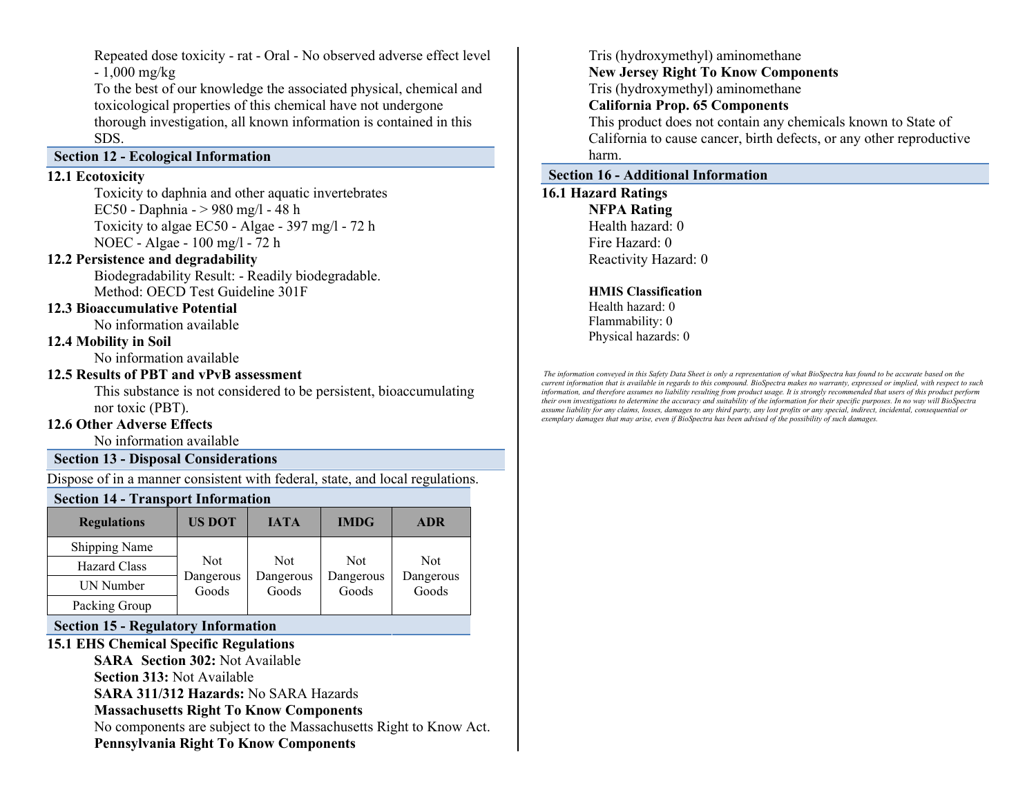Repeated dose toxicity - rat - Oral - No observed adverse effect level - 1,000 mg/kg

To the best of our knowledge the associated physical, chemical and toxicological properties of this chemical have not undergone thorough investigation, all known information is contained in this SDS.

## Section 12 - Ecological Information

**12.1 Ecotoxicity**

Toxicity to daphnia and other aquatic invertebrates
EC50 - Daphnia - > 980 mg/l - 48 h
Toxicity to algae EC50 - Algae - 397 mg/l - 72 h
NOEC - Algae - 100 mg/l - 72 h

**12.2 Persistence and degradability**

Biodegradability Result: - Readily biodegradable.
Method: OECD Test Guideline 301F

**12.3 Bioaccumulative Potential**

No information available

**12.4 Mobility in Soil**

No information available

**12.5 Results of PBT and vPvB assessment**

This substance is not considered to be persistent, bioaccumulating nor toxic (PBT).

**12.6 Other Adverse Effects**

No information available

## Section 13 - Disposal Considerations

Dispose of in a manner consistent with federal, state, and local regulations.

## Section 14 - Transport Information

| Regulations | US DOT | IATA | IMDG | ADR |
|---|---|---|---|---|
| Shipping Name | Not Dangerous Goods | Not Dangerous Goods | Not Dangerous Goods | Not Dangerous Goods |
| Hazard Class | | | | |
| UN Number | | | | |
| Packing Group | | | | |

## Section 15 - Regulatory Information

**15.1 EHS Chemical Specific Regulations**

**SARA Section 302:** Not Available
**Section 313:** Not Available
**SARA 311/312 Hazards:** No SARA Hazards

**Massachusetts Right To Know Components**

No components are subject to the Massachusetts Right to Know Act.

**Pennsylvania Right To Know Components**

Tris (hydroxymethyl) aminomethane

**New Jersey Right To Know Components**

Tris (hydroxymethyl) aminomethane

**California Prop. 65 Components**

This product does not contain any chemicals known to State of California to cause cancer, birth defects, or any other reproductive harm.

## Section 16 - Additional Information

**16.1 Hazard Ratings**

**NFPA Rating**

Health hazard: 0
Fire Hazard: 0
Reactivity Hazard: 0

**HMIS Classification**

Health hazard: 0
Flammability: 0
Physical hazards: 0

*The information conveyed in this Safety Data Sheet is only a representation of what BioSpectra has found to be accurate based on the current information that is available in regards to this compound. BioSpectra makes no warranty, expressed or implied, with respect to such information, and therefore assumes no liability resulting from product usage. It is strongly recommended that users of this product perform their own investigations to determine the accuracy and suitability of the information for their specific purposes. In no way will BioSpectra assume liability for any claims, losses, damages to any third party, any lost profits or any special, indirect, incidental, consequential or exemplary damages that may arise, even if BioSpectra has been advised of the possibility of such damages.*